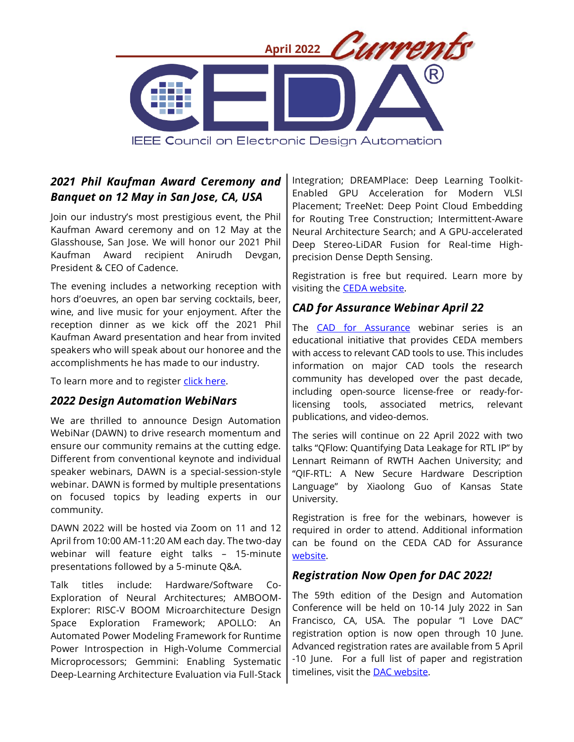April 2022 Currents

CEDA®

IEEE Council on Electronic Design Automation

## *2021 Phil Kaufman Award Ceremony and Banquet on 12 May in San Jose, CA, USA*

Join our industry's most prestigious event, the Phil Kaufman Award ceremony and on 12 May at the Glasshouse, San Jose. We will honor our 2021 Phil Kaufman Award recipient Anirudh Devgan, President & CEO of Cadence.

The evening includes a networking reception with hors d'oeuvres, an open bar serving cocktails, beer, wine, and live music for your enjoyment. After the reception dinner as we kick off the 2021 Phil Kaufman Award presentation and hear from invited speakers who will speak about our honoree and the accomplishments he has made to our industry.

To learn more and to register click here.

## *2022 Design Automation WebiNars*

We are thrilled to announce Design Automation WebiNar (DAWN) to drive research momentum and ensure our community remains at the cutting edge. Different from conventional keynote and individual speaker webinars, DAWN is a special-session-style webinar. DAWN is formed by multiple presentations on focused topics by leading experts in our community.

DAWN 2022 will be hosted via Zoom on 11 and 12 April from 10:00 AM-11:20 AM each day. The two-day webinar will feature eight talks – 15-minute presentations followed by a 5-minute Q&A.

Talk titles include: Hardware/Software Co-Exploration of Neural Architectures; AMBOOM-Explorer: RISC-V BOOM Microarchitecture Design Space Exploration Framework; APOLLO: An Automated Power Modeling Framework for Runtime Power Introspection in High-Volume Commercial Microprocessors; Gemmini: Enabling Systematic Deep-Learning Architecture Evaluation via Full-Stack Integration; DREAMPlace: Deep Learning Toolkit-Enabled GPU Acceleration for Modern VLSI Placement; TreeNet: Deep Point Cloud Embedding for Routing Tree Construction; Intermittent-Aware Neural Architecture Search; and A GPU-accelerated Deep Stereo-LiDAR Fusion for Real-time High-precision Dense Depth Sensing.

Registration is free but required. Learn more by visiting the CEDA website.

## *CAD for Assurance Webinar April 22*

The CAD for Assurance webinar series is an educational initiative that provides CEDA members with access to relevant CAD tools to use. This includes information on major CAD tools the research community has developed over the past decade, including open-source license-free or ready-for-licensing tools, associated metrics, relevant publications, and video-demos.

The series will continue on 22 April 2022 with two talks "QFlow: Quantifying Data Leakage for RTL IP" by Lennart Reimann of RWTH Aachen University; and "QIF-RTL: A New Secure Hardware Description Language" by Xiaolong Guo of Kansas State University.

Registration is free for the webinars, however is required in order to attend. Additional information can be found on the CEDA CAD for Assurance website.

## *Registration Now Open for DAC 2022!*

The 59th edition of the Design and Automation Conference will be held on 10-14 July 2022 in San Francisco, CA, USA. The popular "I Love DAC" registration option is now open through 10 June. Advanced registration rates are available from 5 April -10 June. For a full list of paper and registration timelines, visit the DAC website.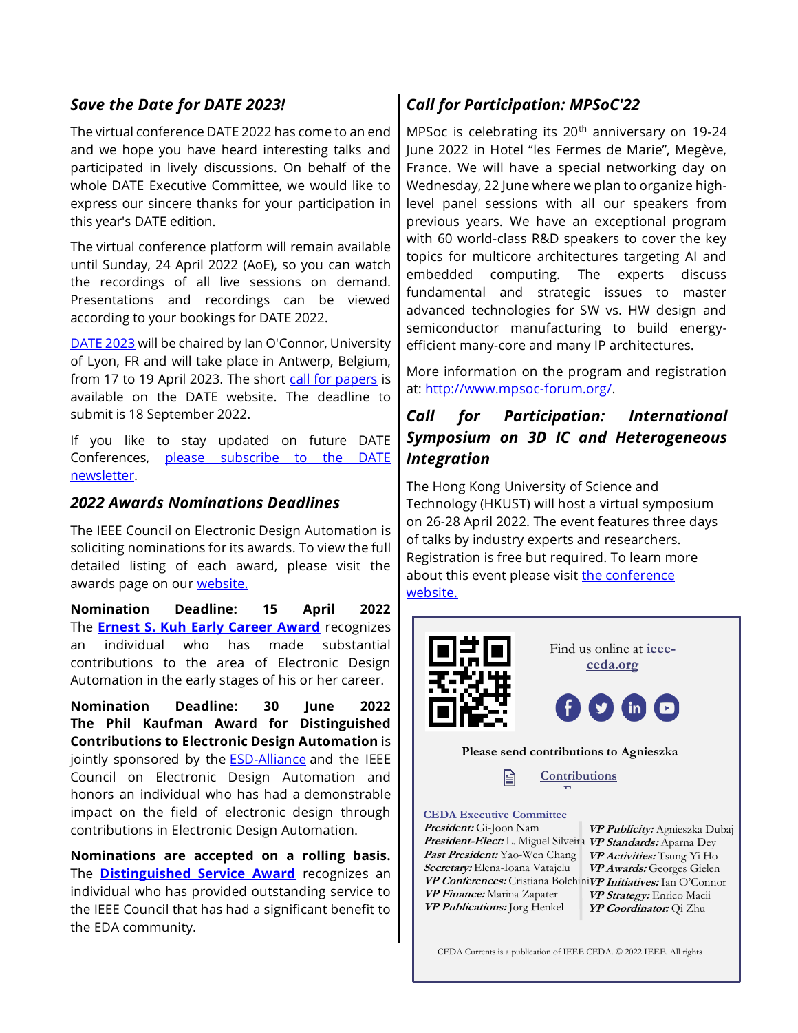## *Save the Date for DATE 2023!*

The virtual conference DATE 2022 has come to an end and we hope you have heard interesting talks and participated in lively discussions. On behalf of the whole DATE Executive Committee, we would like to express our sincere thanks for your participation in this year's DATE edition.

The virtual conference platform will remain available until Sunday, 24 April 2022 (AoE), so you can watch the recordings of all live sessions on demand. Presentations and recordings can be viewed according to your bookings for DATE 2022.

DATE 2023 will be chaired by Ian O'Connor, University of Lyon, FR and will take place in Antwerp, Belgium, from 17 to 19 April 2023. The short call for papers is available on the DATE website. The deadline to submit is 18 September 2022.

If you like to stay updated on future DATE Conferences, please subscribe to the DATE newsletter.

## *2022 Awards Nominations Deadlines*

The IEEE Council on Electronic Design Automation is soliciting nominations for its awards. To view the full detailed listing of each award, please visit the awards page on our website.

**Nomination Deadline: 15 April 2022**
The **Ernest S. Kuh Early Career Award** recognizes an individual who has made substantial contributions to the area of Electronic Design Automation in the early stages of his or her career.

**Nomination Deadline: 30 June 2022**
**The Phil Kaufman Award for Distinguished Contributions to Electronic Design Automation** is jointly sponsored by the ESD-Alliance and the IEEE Council on Electronic Design Automation and honors an individual who has had a demonstrable impact on the field of electronic design through contributions in Electronic Design Automation.

**Nominations are accepted on a rolling basis.**
The **Distinguished Service Award** recognizes an individual who has provided outstanding service to the IEEE Council that has had a significant benefit to the EDA community.

## *Call for Participation: MPSoC'22*

MPSoc is celebrating its 20th anniversary on 19-24 June 2022 in Hotel "les Fermes de Marie", Megève, France. We will have a special networking day on Wednesday, 22 June where we plan to organize high-level panel sessions with all our speakers from previous years. We have an exceptional program with 60 world-class R&D speakers to cover the key topics for multicore architectures targeting AI and embedded computing. The experts discuss fundamental and strategic issues to master advanced technologies for SW vs. HW design and semiconductor manufacturing to build energy-efficient many-core and many IP architectures.

More information on the program and registration at: http://www.mpsoc-forum.org/.

## *Call for Participation: International Symposium on 3D IC and Heterogeneous Integration*

The Hong Kong University of Science and Technology (HKUST) will host a virtual symposium on 26-28 April 2022. The event features three days of talks by industry experts and researchers. Registration is free but required. To learn more about this event please visit the conference website.

Find us online at ieee-ceda.org

**Please send contributions to Agnieszka**

Contributions

**CEDA Executive Committee**

***President:*** Gi-Joon Nam
***President-Elect:*** L. Miguel Silveira
***Past President:*** Yao-Wen Chang
***Secretary:*** Elena-Ioana Vatajelu
***VP Conferences:*** Cristiana Bolchini
***VP Finance:*** Marina Zapater
***VP Publications:*** Jörg Henkel
***VP Publicity:*** Agnieszka Dubaj
***VP Standards:*** Aparna Dey
***VP Activities:*** Tsung-Yi Ho
***VP Awards:*** Georges Gielen
***VP Initiatives:*** Ian O'Connor
***VP Strategy:*** Enrico Macii
***VP Coordinator:*** Qi Zhu

CEDA Currents is a publication of IEEE CEDA. © 2022 IEEE. All rights